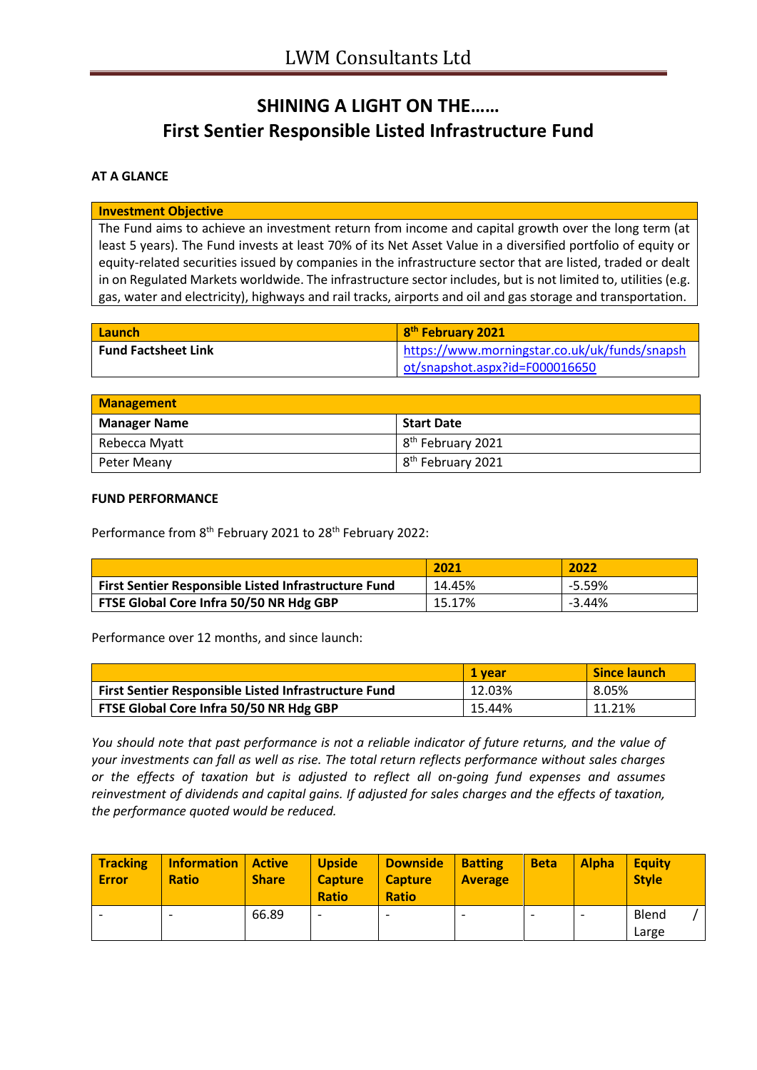# LWM Consultants Ltd

## SHINING A LIGHT ON THE……
## First Sentier Responsible Listed Infrastructure Fund

**AT A GLANCE**

| Investment Objective |
|---|
| The Fund aims to achieve an investment return from income and capital growth over the long term (at least 5 years). The Fund invests at least 70% of its Net Asset Value in a diversified portfolio of equity or equity-related securities issued by companies in the infrastructure sector that are listed, traded or dealt in on Regulated Markets worldwide. The infrastructure sector includes, but is not limited to, utilities (e.g. gas, water and electricity), highways and rail tracks, airports and oil and gas storage and transportation. |

| Launch | 8th February 2021 |
|---|---|
| Fund Factsheet Link | https://www.morningstar.co.uk/uk/funds/snapshot/snapshot.aspx?id=F000016650 |

| Management | |
|---|---|
| **Manager Name** | **Start Date** |
| Rebecca Myatt | 8th February 2021 |
| Peter Meany | 8th February 2021 |

**FUND PERFORMANCE**

Performance from 8th February 2021 to 28th February 2022:

| | 2021 | 2022 |
|---|---|---|
| **First Sentier Responsible Listed Infrastructure Fund** | 14.45% | -5.59% |
| **FTSE Global Core Infra 50/50 NR Hdg GBP** | 15.17% | -3.44% |

Performance over 12 months, and since launch:

| | 1 year | Since launch |
|---|---|---|
| **First Sentier Responsible Listed Infrastructure Fund** | 12.03% | 8.05% |
| **FTSE Global Core Infra 50/50 NR Hdg GBP** | 15.44% | 11.21% |

*You should note that past performance is not a reliable indicator of future returns, and the value of your investments can fall as well as rise. The total return reflects performance without sales charges or the effects of taxation but is adjusted to reflect all on-going fund expenses and assumes reinvestment of dividends and capital gains. If adjusted for sales charges and the effects of taxation, the performance quoted would be reduced.*

| Tracking Error | Information Ratio | Active Share | Upside Capture Ratio | Downside Capture Ratio | Batting Average | Beta | Alpha | Equity Style |
|---|---|---|---|---|---|---|---|---|
| - | - | 66.89 | - | - | - | - | - | Blend / Large |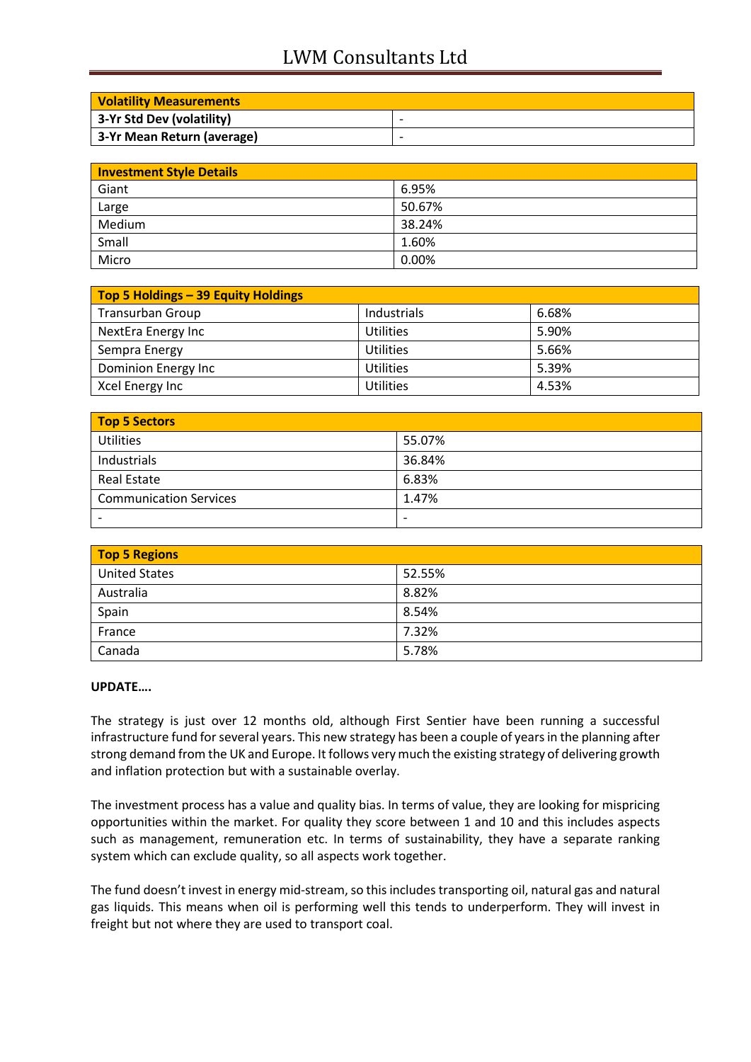| Volatility Measurements | |
|---|---|
| 3-Yr Std Dev (volatility) | - |
| 3-Yr Mean Return (average) | - |

| Investment Style Details | |
|---|---|
| Giant | 6.95% |
| Large | 50.67% |
| Medium | 38.24% |
| Small | 1.60% |
| Micro | 0.00% |

| Top 5 Holdings – 39 Equity Holdings | | |
|---|---|---|
| Transurban Group | Industrials | 6.68% |
| NextEra Energy Inc | Utilities | 5.90% |
| Sempra Energy | Utilities | 5.66% |
| Dominion Energy Inc | Utilities | 5.39% |
| Xcel Energy Inc | Utilities | 4.53% |

| Top 5 Sectors | |
|---|---|
| Utilities | 55.07% |
| Industrials | 36.84% |
| Real Estate | 6.83% |
| Communication Services | 1.47% |
| - | - |

| Top 5 Regions | |
|---|---|
| United States | 52.55% |
| Australia | 8.82% |
| Spain | 8.54% |
| France | 7.32% |
| Canada | 5.78% |

**UPDATE….**

The strategy is just over 12 months old, although First Sentier have been running a successful infrastructure fund for several years. This new strategy has been a couple of years in the planning after strong demand from the UK and Europe. It follows very much the existing strategy of delivering growth and inflation protection but with a sustainable overlay.

The investment process has a value and quality bias. In terms of value, they are looking for mispricing opportunities within the market. For quality they score between 1 and 10 and this includes aspects such as management, remuneration etc. In terms of sustainability, they have a separate ranking system which can exclude quality, so all aspects work together.

The fund doesn't invest in energy mid-stream, so this includes transporting oil, natural gas and natural gas liquids. This means when oil is performing well this tends to underperform. They will invest in freight but not where they are used to transport coal.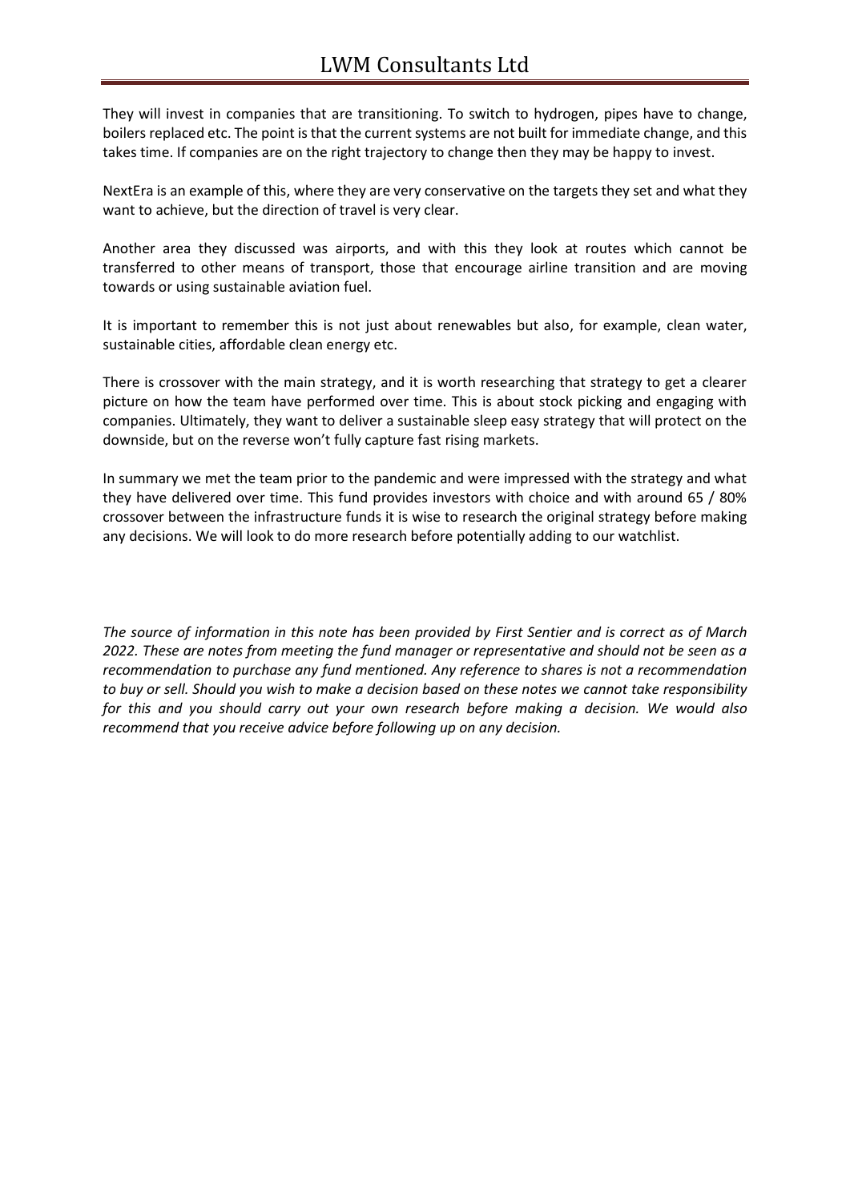They will invest in companies that are transitioning. To switch to hydrogen, pipes have to change, boilers replaced etc. The point is that the current systems are not built for immediate change, and this takes time. If companies are on the right trajectory to change then they may be happy to invest.

NextEra is an example of this, where they are very conservative on the targets they set and what they want to achieve, but the direction of travel is very clear.

Another area they discussed was airports, and with this they look at routes which cannot be transferred to other means of transport, those that encourage airline transition and are moving towards or using sustainable aviation fuel.

It is important to remember this is not just about renewables but also, for example, clean water, sustainable cities, affordable clean energy etc.

There is crossover with the main strategy, and it is worth researching that strategy to get a clearer picture on how the team have performed over time. This is about stock picking and engaging with companies. Ultimately, they want to deliver a sustainable sleep easy strategy that will protect on the downside, but on the reverse won't fully capture fast rising markets.

In summary we met the team prior to the pandemic and were impressed with the strategy and what they have delivered over time. This fund provides investors with choice and with around 65 / 80% crossover between the infrastructure funds it is wise to research the original strategy before making any decisions. We will look to do more research before potentially adding to our watchlist.

*The source of information in this note has been provided by First Sentier and is correct as of March 2022. These are notes from meeting the fund manager or representative and should not be seen as a recommendation to purchase any fund mentioned. Any reference to shares is not a recommendation to buy or sell. Should you wish to make a decision based on these notes we cannot take responsibility for this and you should carry out your own research before making a decision. We would also recommend that you receive advice before following up on any decision.*